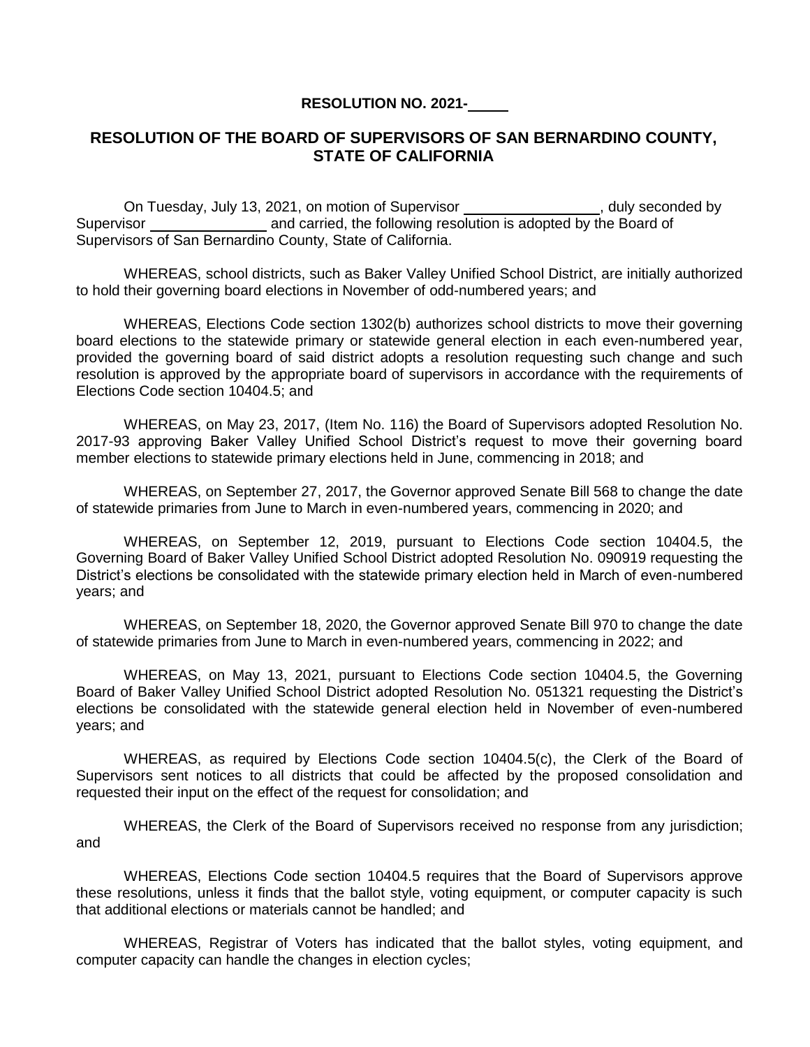**RESOLUTION NO. 2021-\_\_\_\_\_**

**RESOLUTION OF THE BOARD OF SUPERVISORS OF SAN BERNARDINO COUNTY, STATE OF CALIFORNIA**

On Tuesday, July 13, 2021, on motion of Supervisor \_\_\_\_\_\_\_\_\_\_\_\_\_\_\_\_\_, duly seconded by Supervisor \_\_\_\_\_\_\_\_\_\_\_\_\_\_\_ and carried, the following resolution is adopted by the Board of Supervisors of San Bernardino County, State of California.

WHEREAS, school districts, such as Baker Valley Unified School District, are initially authorized to hold their governing board elections in November of odd-numbered years; and

WHEREAS, Elections Code section 1302(b) authorizes school districts to move their governing board elections to the statewide primary or statewide general election in each even-numbered year, provided the governing board of said district adopts a resolution requesting such change and such resolution is approved by the appropriate board of supervisors in accordance with the requirements of Elections Code section 10404.5; and

WHEREAS, on May 23, 2017, (Item No. 116) the Board of Supervisors adopted Resolution No. 2017-93 approving Baker Valley Unified School District's request to move their governing board member elections to statewide primary elections held in June, commencing in 2018; and

WHEREAS, on September 27, 2017, the Governor approved Senate Bill 568 to change the date of statewide primaries from June to March in even-numbered years, commencing in 2020; and

WHEREAS, on September 12, 2019, pursuant to Elections Code section 10404.5, the Governing Board of Baker Valley Unified School District adopted Resolution No. 090919 requesting the District's elections be consolidated with the statewide primary election held in March of even-numbered years; and

WHEREAS, on September 18, 2020, the Governor approved Senate Bill 970 to change the date of statewide primaries from June to March in even-numbered years, commencing in 2022; and

WHEREAS, on May 13, 2021, pursuant to Elections Code section 10404.5, the Governing Board of Baker Valley Unified School District adopted Resolution No. 051321 requesting the District's elections be consolidated with the statewide general election held in November of even-numbered years; and

WHEREAS, as required by Elections Code section 10404.5(c), the Clerk of the Board of Supervisors sent notices to all districts that could be affected by the proposed consolidation and requested their input on the effect of the request for consolidation; and

WHEREAS, the Clerk of the Board of Supervisors received no response from any jurisdiction; and

WHEREAS, Elections Code section 10404.5 requires that the Board of Supervisors approve these resolutions, unless it finds that the ballot style, voting equipment, or computer capacity is such that additional elections or materials cannot be handled; and

WHEREAS, Registrar of Voters has indicated that the ballot styles, voting equipment, and computer capacity can handle the changes in election cycles;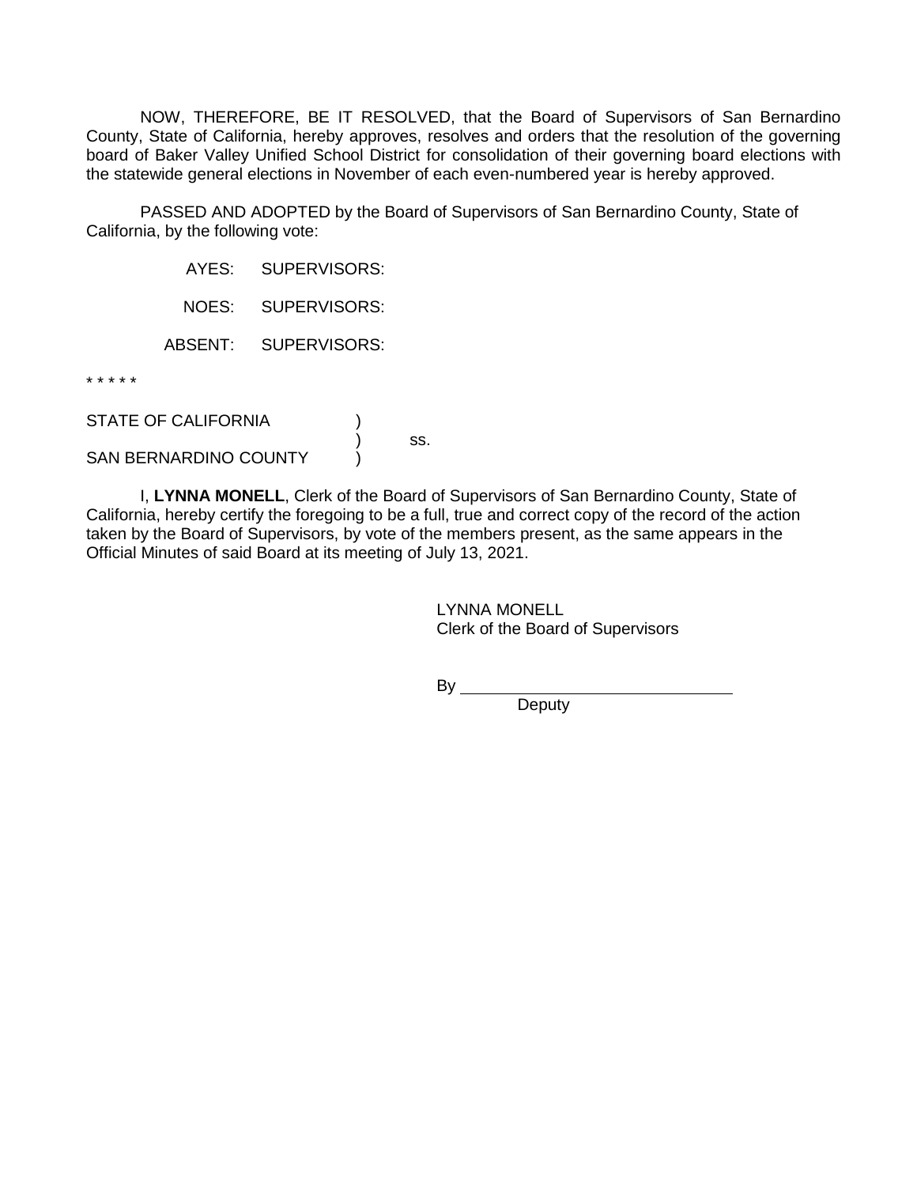NOW, THEREFORE, BE IT RESOLVED, that the Board of Supervisors of San Bernardino County, State of California, hereby approves, resolves and orders that the resolution of the governing board of Baker Valley Unified School District for consolidation of their governing board elections with the statewide general elections in November of each even-numbered year is hereby approved.

PASSED AND ADOPTED by the Board of Supervisors of San Bernardino County, State of California, by the following vote:

AYES: SUPERVISORS:

NOES: SUPERVISORS:

ABSENT: SUPERVISORS:

* * * * *

STATE OF CALIFORNIA )
) ss.
SAN BERNARDINO COUNTY )

I, **LYNNA MONELL**, Clerk of the Board of Supervisors of San Bernardino County, State of California, hereby certify the foregoing to be a full, true and correct copy of the record of the action taken by the Board of Supervisors, by vote of the members present, as the same appears in the Official Minutes of said Board at its meeting of July 13, 2021.

LYNNA MONELL
Clerk of the Board of Supervisors

By ______________________________
Deputy